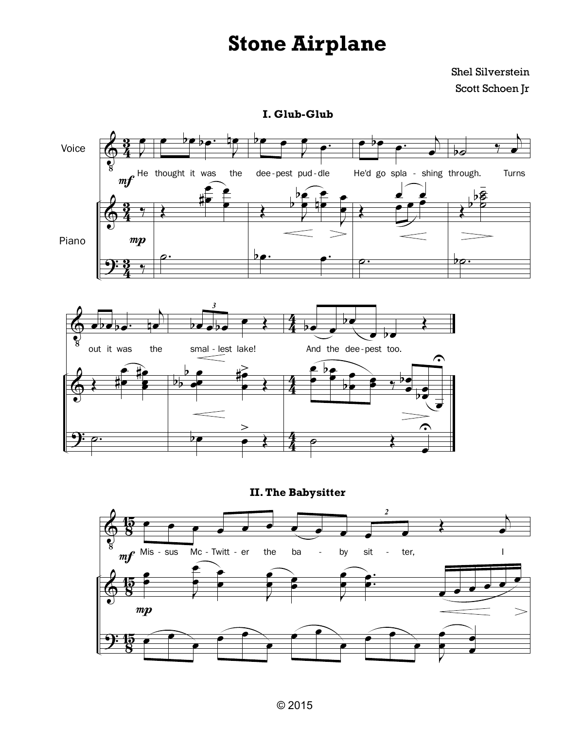# Stone Airplane

Shel Silverstein

Scott Schoen Jr

## I. Glub-Glub

Voice

He thought it was the dee-pest pud-dle He'd go spla-shing through. Turns out it was the smal-lest lake! And the dee-pest too.

Piano

## II. The Babysitter

Mis-sus Mc-Twitt-er the ba-by sit-ter, I

© 2015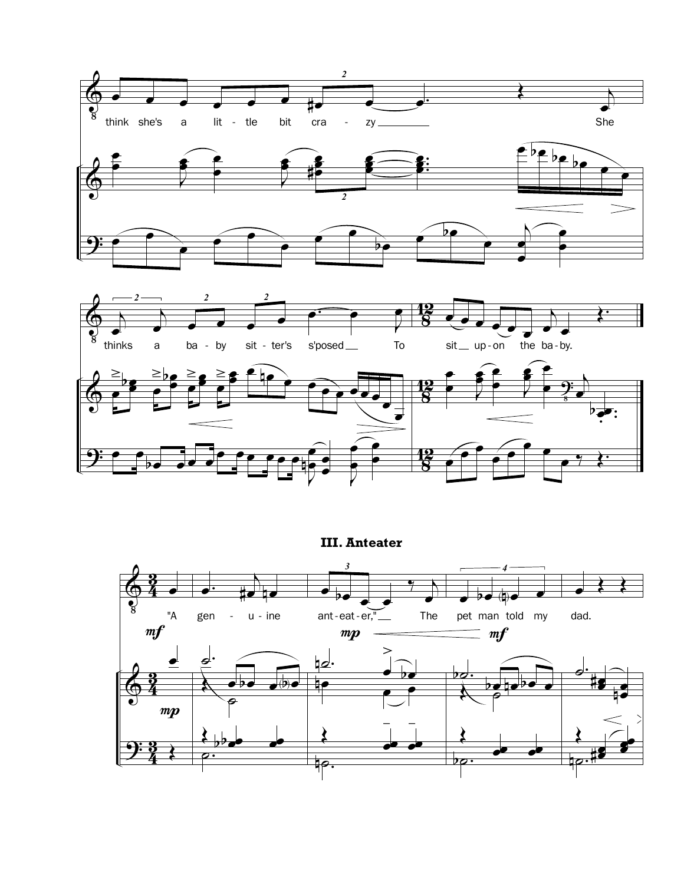### III. Anteater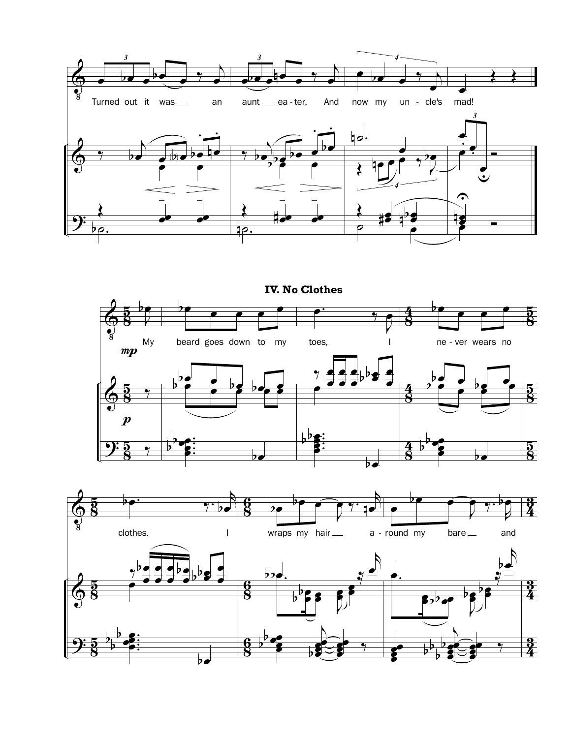Turned out it was an aunt ea-ter, And now my un-cle's mad!

## IV. No Clothes

*mp*

My beard goes down to my toes, I ne-ver wears no clothes. I wraps my hair a-round my bare and

*p*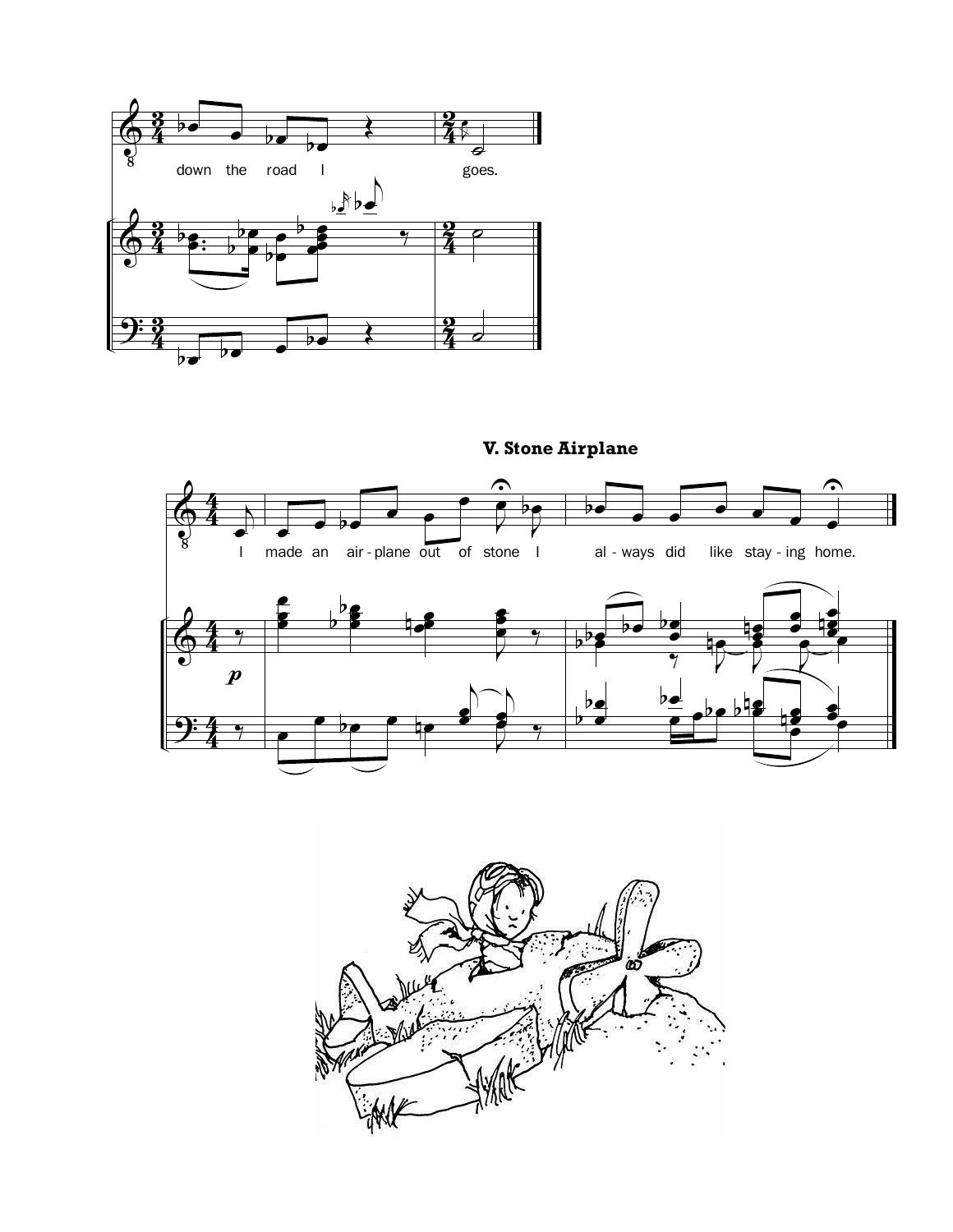down the road I goes.

## V. Stone Airplane

I made an air-plane out of stone I al-ways did like stay-ing home.